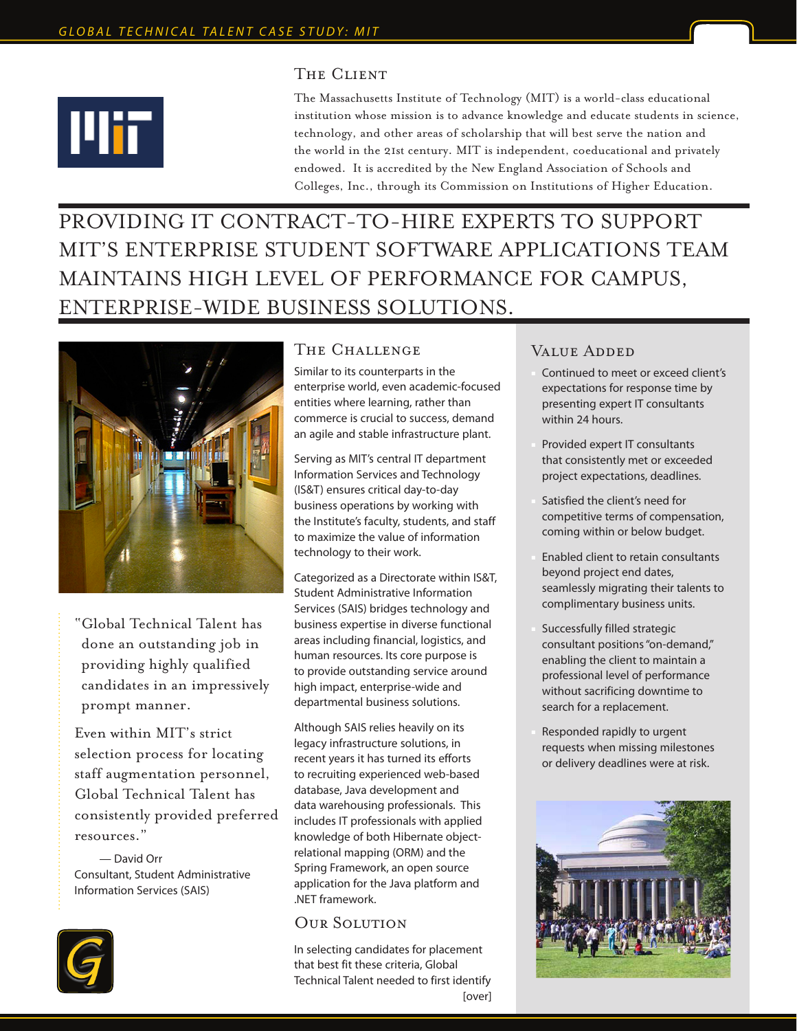## The Client

The Massachusetts Institute of Technology (MIT) is a world-class educational institution whose mission is to advance knowledge and educate students in science, technology, and other areas of scholarship that will best serve the nation and the world in the 21st century. MIT is independent, coeducational and privately endowed. It is accredited by the New England Association of Schools and Colleges, Inc., through its Commission on Institutions of Higher Education.

# PROVIDING IT CONTRACT-TO-HIRE EXPERTS TO SUPPORT MIT'S ENTERPRISE STUDENT SOFTWARE APPLICATIONS TEAM MAINTAINS HIGH LEVEL OF PERFORMANCE FOR CAMPUS, ENTERPRISE-WIDE BUSINESS SOLUTIONS.

"Global Technical Talent has done an outstanding job in providing highly qualified candidates in an impressively prompt manner.

Even within MIT's strict selection process for locating staff augmentation personnel, Global Technical Talent has consistently provided preferred resources."

— David Orr
Consultant, Student Administrative Information Services (SAIS)

## The Challenge

Similar to its counterparts in the enterprise world, even academic-focused entities where learning, rather than commerce is crucial to success, demand an agile and stable infrastructure plant.

Serving as MIT's central IT department Information Services and Technology (IS&T) ensures critical day-to-day business operations by working with the Institute's faculty, students, and staff to maximize the value of information technology to their work.

Categorized as a Directorate within IS&T, Student Administrative Information Services (SAIS) bridges technology and business expertise in diverse functional areas including financial, logistics, and human resources. Its core purpose is to provide outstanding service around high impact, enterprise-wide and departmental business solutions.

Although SAIS relies heavily on its legacy infrastructure solutions, in recent years it has turned its efforts to recruiting experienced web-based database, Java development and data warehousing professionals. This includes IT professionals with applied knowledge of both Hibernate object-relational mapping (ORM) and the Spring Framework, an open source application for the Java platform and .NET framework.

## Our Solution

In selecting candidates for placement that best fit these criteria, Global Technical Talent needed to first identify

[over]

## Value Added

- Continued to meet or exceed client's expectations for response time by presenting expert IT consultants within 24 hours.
- Provided expert IT consultants that consistently met or exceeded project expectations, deadlines.
- Satisfied the client's need for competitive terms of compensation, coming within or below budget.
- Enabled client to retain consultants beyond project end dates, seamlessly migrating their talents to complimentary business units.
- Successfully filled strategic consultant positions "on-demand," enabling the client to maintain a professional level of performance without sacrificing downtime to search for a replacement.
- Responded rapidly to urgent requests when missing milestones or delivery deadlines were at risk.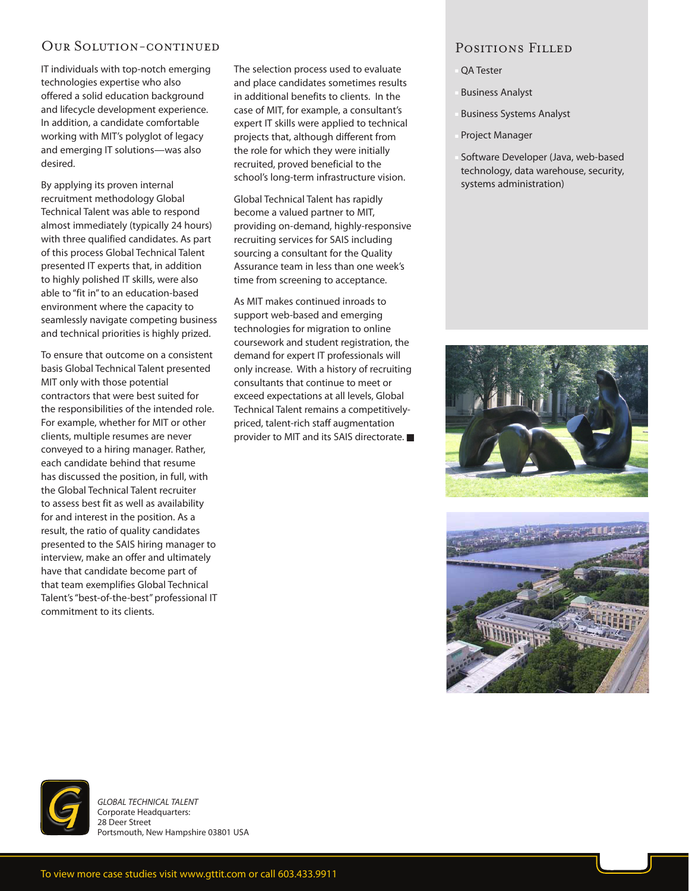## Our Solution-continued

IT individuals with top-notch emerging technologies expertise who also offered a solid education background and lifecycle development experience. In addition, a candidate comfortable working with MIT's polyglot of legacy and emerging IT solutions—was also desired.

By applying its proven internal recruitment methodology Global Technical Talent was able to respond almost immediately (typically 24 hours) with three qualified candidates. As part of this process Global Technical Talent presented IT experts that, in addition to highly polished IT skills, were also able to "fit in" to an education-based environment where the capacity to seamlessly navigate competing business and technical priorities is highly prized.

To ensure that outcome on a consistent basis Global Technical Talent presented MIT only with those potential contractors that were best suited for the responsibilities of the intended role. For example, whether for MIT or other clients, multiple resumes are never conveyed to a hiring manager. Rather, each candidate behind that resume has discussed the position, in full, with the Global Technical Talent recruiter to assess best fit as well as availability for and interest in the position. As a result, the ratio of quality candidates presented to the SAIS hiring manager to interview, make an offer and ultimately have that candidate become part of that team exemplifies Global Technical Talent's "best-of-the-best" professional IT commitment to its clients.

The selection process used to evaluate and place candidates sometimes results in additional benefits to clients. In the case of MIT, for example, a consultant's expert IT skills were applied to technical projects that, although different from the role for which they were initially recruited, proved beneficial to the school's long-term infrastructure vision.

Global Technical Talent has rapidly become a valued partner to MIT, providing on-demand, highly-responsive recruiting services for SAIS including sourcing a consultant for the Quality Assurance team in less than one week's time from screening to acceptance.

As MIT makes continued inroads to support web-based and emerging technologies for migration to online coursework and student registration, the demand for expert IT professionals will only increase. With a history of recruiting consultants that continue to meet or exceed expectations at all levels, Global Technical Talent remains a competitively-priced, talent-rich staff augmentation provider to MIT and its SAIS directorate. ■

## Positions Filled

- QA Tester
- Business Analyst
- Business Systems Analyst
- Project Manager
- Software Developer (Java, web-based technology, data warehouse, security, systems administration)

*GLOBAL TECHNICAL TALENT*
Corporate Headquarters:
28 Deer Street
Portsmouth, New Hampshire 03801 USA

To view more case studies visit www.gttit.com or call 603.433.9911